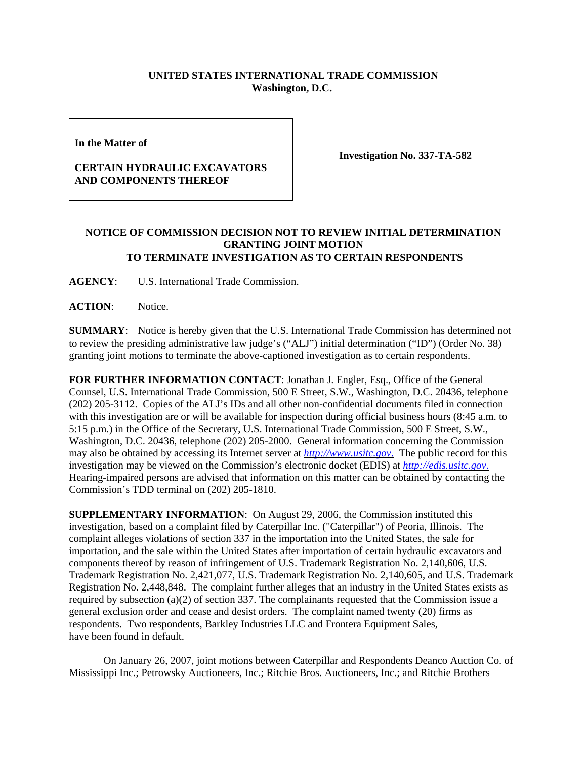**UNITED STATES INTERNATIONAL TRADE COMMISSION**
**Washington, D.C.**

| | |
|---|---|
| **In the Matter of**<br><br>**CERTAIN HYDRAULIC EXCAVATORS AND COMPONENTS THEREOF** | **Investigation No. 337-TA-582** |

## NOTICE OF COMMISSION DECISION NOT TO REVIEW INITIAL DETERMINATION GRANTING JOINT MOTION TO TERMINATE INVESTIGATION AS TO CERTAIN RESPONDENTS

**AGENCY**: U.S. International Trade Commission.

**ACTION**: Notice.

**SUMMARY**: Notice is hereby given that the U.S. International Trade Commission has determined not to review the presiding administrative law judge's ("ALJ") initial determination ("ID") (Order No. 38) granting joint motions to terminate the above-captioned investigation as to certain respondents.

**FOR FURTHER INFORMATION CONTACT**: Jonathan J. Engler, Esq., Office of the General Counsel, U.S. International Trade Commission, 500 E Street, S.W., Washington, D.C. 20436, telephone (202) 205-3112. Copies of the ALJ's IDs and all other non-confidential documents filed in connection with this investigation are or will be available for inspection during official business hours (8:45 a.m. to 5:15 p.m.) in the Office of the Secretary, U.S. International Trade Commission, 500 E Street, S.W., Washington, D.C. 20436, telephone (202) 205-2000. General information concerning the Commission may also be obtained by accessing its Internet server at *http://www.usitc.gov*. The public record for this investigation may be viewed on the Commission's electronic docket (EDIS) at *http://edis.usitc.gov*. Hearing-impaired persons are advised that information on this matter can be obtained by contacting the Commission's TDD terminal on (202) 205-1810.

**SUPPLEMENTARY INFORMATION**: On August 29, 2006, the Commission instituted this investigation, based on a complaint filed by Caterpillar Inc. ("Caterpillar") of Peoria, Illinois. The complaint alleges violations of section 337 in the importation into the United States, the sale for importation, and the sale within the United States after importation of certain hydraulic excavators and components thereof by reason of infringement of U.S. Trademark Registration No. 2,140,606, U.S. Trademark Registration No. 2,421,077, U.S. Trademark Registration No. 2,140,605, and U.S. Trademark Registration No. 2,448,848. The complaint further alleges that an industry in the United States exists as required by subsection (a)(2) of section 337. The complainants requested that the Commission issue a general exclusion order and cease and desist orders. The complaint named twenty (20) firms as respondents. Two respondents, Barkley Industries LLC and Frontera Equipment Sales, have been found in default.

On January 26, 2007, joint motions between Caterpillar and Respondents Deanco Auction Co. of Mississippi Inc.; Petrowsky Auctioneers, Inc.; Ritchie Bros. Auctioneers, Inc.; and Ritchie Brothers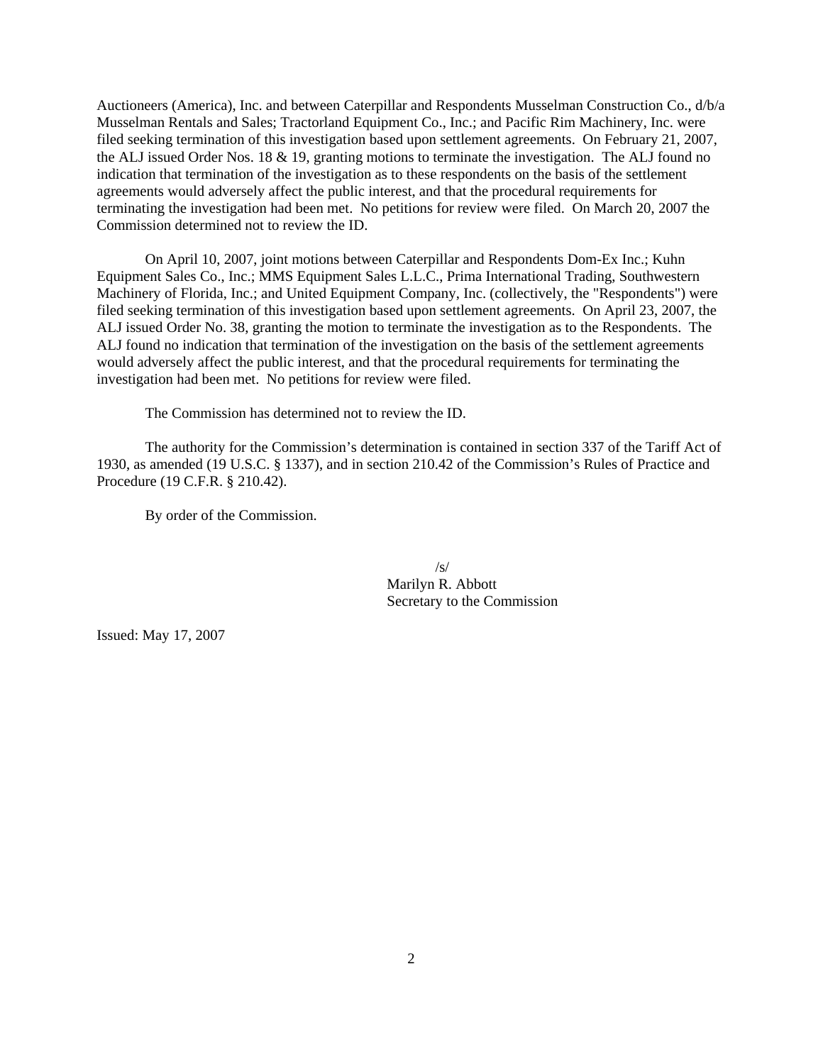Auctioneers (America), Inc. and between Caterpillar and Respondents Musselman Construction Co., d/b/a Musselman Rentals and Sales; Tractorland Equipment Co., Inc.; and Pacific Rim Machinery, Inc. were filed seeking termination of this investigation based upon settlement agreements. On February 21, 2007, the ALJ issued Order Nos. 18 & 19, granting motions to terminate the investigation. The ALJ found no indication that termination of the investigation as to these respondents on the basis of the settlement agreements would adversely affect the public interest, and that the procedural requirements for terminating the investigation had been met. No petitions for review were filed. On March 20, 2007 the Commission determined not to review the ID.

On April 10, 2007, joint motions between Caterpillar and Respondents Dom-Ex Inc.; Kuhn Equipment Sales Co., Inc.; MMS Equipment Sales L.L.C., Prima International Trading, Southwestern Machinery of Florida, Inc.; and United Equipment Company, Inc. (collectively, the "Respondents") were filed seeking termination of this investigation based upon settlement agreements. On April 23, 2007, the ALJ issued Order No. 38, granting the motion to terminate the investigation as to the Respondents. The ALJ found no indication that termination of the investigation on the basis of the settlement agreements would adversely affect the public interest, and that the procedural requirements for terminating the investigation had been met. No petitions for review were filed.

The Commission has determined not to review the ID.

The authority for the Commission's determination is contained in section 337 of the Tariff Act of 1930, as amended (19 U.S.C. § 1337), and in section 210.42 of the Commission's Rules of Practice and Procedure (19 C.F.R. § 210.42).

By order of the Commission.

/s/
Marilyn R. Abbott
Secretary to the Commission

Issued: May 17, 2007